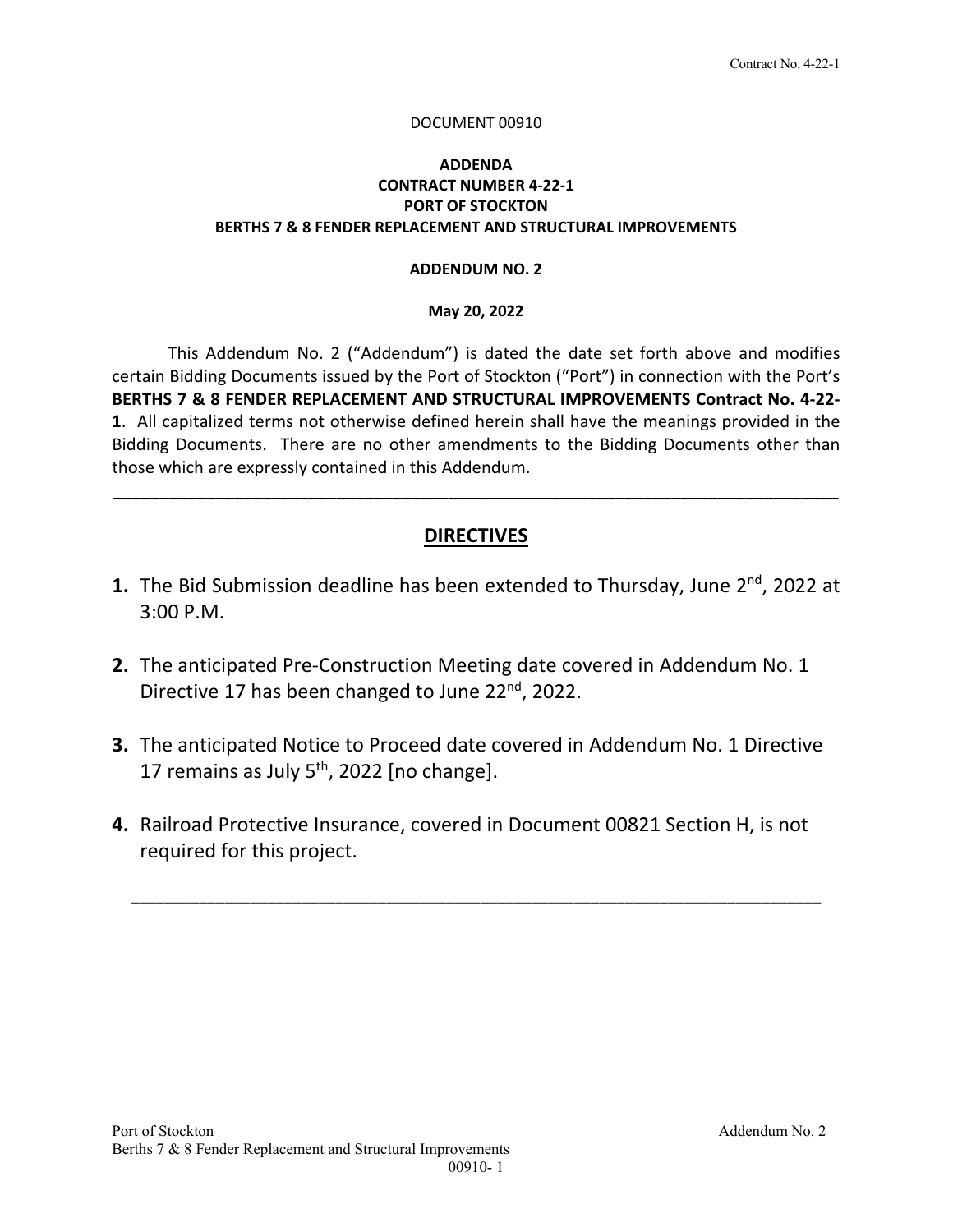DOCUMENT 00910

**ADDENDA**
**CONTRACT NUMBER 4-22-1**
**PORT OF STOCKTON**
**BERTHS 7 & 8 FENDER REPLACEMENT AND STRUCTURAL IMPROVEMENTS**

**ADDENDUM NO. 2**

**May 20, 2022**

This Addendum No. 2 ("Addendum") is dated the date set forth above and modifies certain Bidding Documents issued by the Port of Stockton ("Port") in connection with the Port's **BERTHS 7 & 8 FENDER REPLACEMENT AND STRUCTURAL IMPROVEMENTS Contract No. 4-22-1**. All capitalized terms not otherwise defined herein shall have the meanings provided in the Bidding Documents. There are no other amendments to the Bidding Documents other than those which are expressly contained in this Addendum.

---

## DIRECTIVES

**1.** The Bid Submission deadline has been extended to Thursday, June 2nd, 2022 at 3:00 P.M.

**2.** The anticipated Pre-Construction Meeting date covered in Addendum No. 1 Directive 17 has been changed to June 22nd, 2022.

**3.** The anticipated Notice to Proceed date covered in Addendum No. 1 Directive 17 remains as July 5th, 2022 [no change].

**4.** Railroad Protective Insurance, covered in Document 00821 Section H, is not required for this project.

---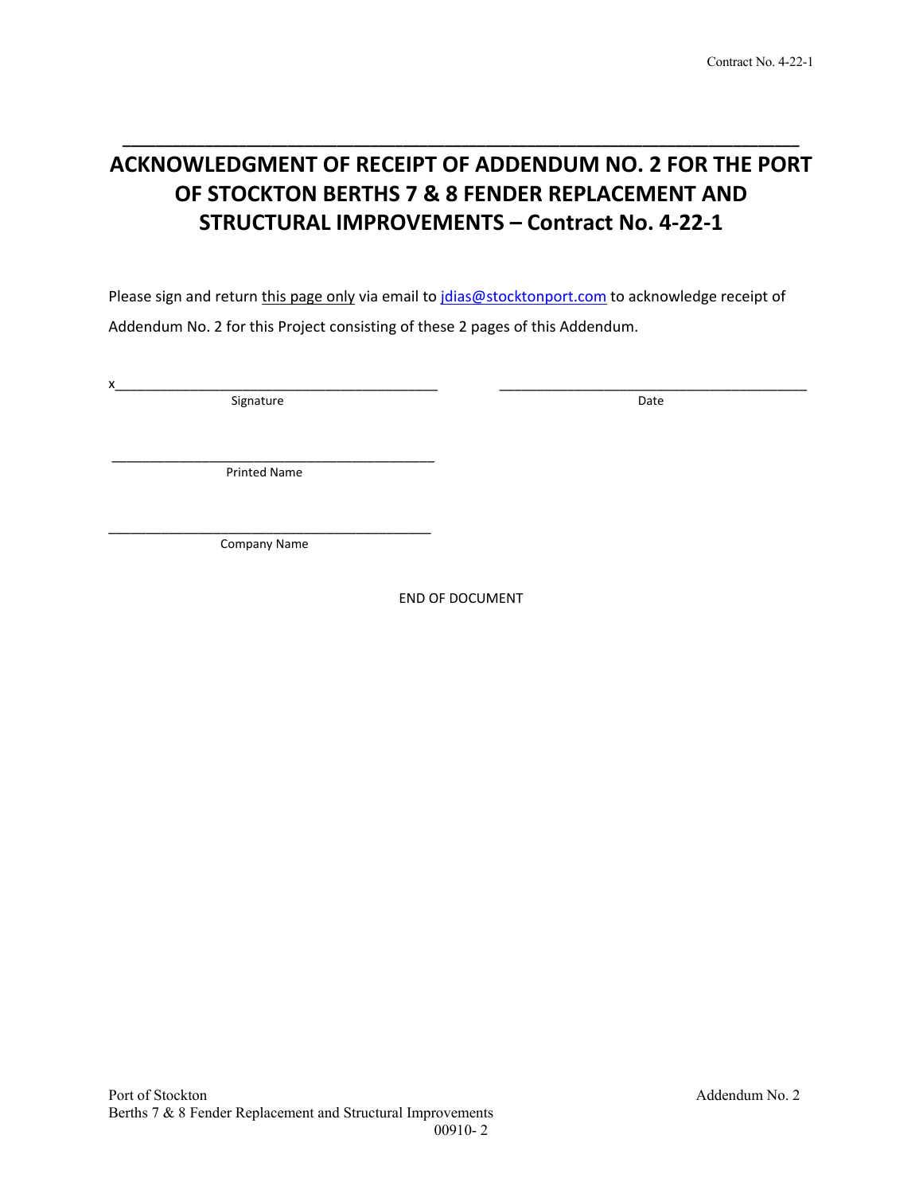# ACKNOWLEDGMENT OF RECEIPT OF ADDENDUM NO. 2 FOR THE PORT OF STOCKTON BERTHS 7 & 8 FENDER REPLACEMENT AND STRUCTURAL IMPROVEMENTS – Contract No. 4-22-1

Please sign and return this page only via email to jdias@stocktonport.com to acknowledge receipt of Addendum No. 2 for this Project consisting of these 2 pages of this Addendum.

x_____________________________________________ _____________________________________________

Signature Date

_____________________________________________

Printed Name

_____________________________________________

Company Name

END OF DOCUMENT